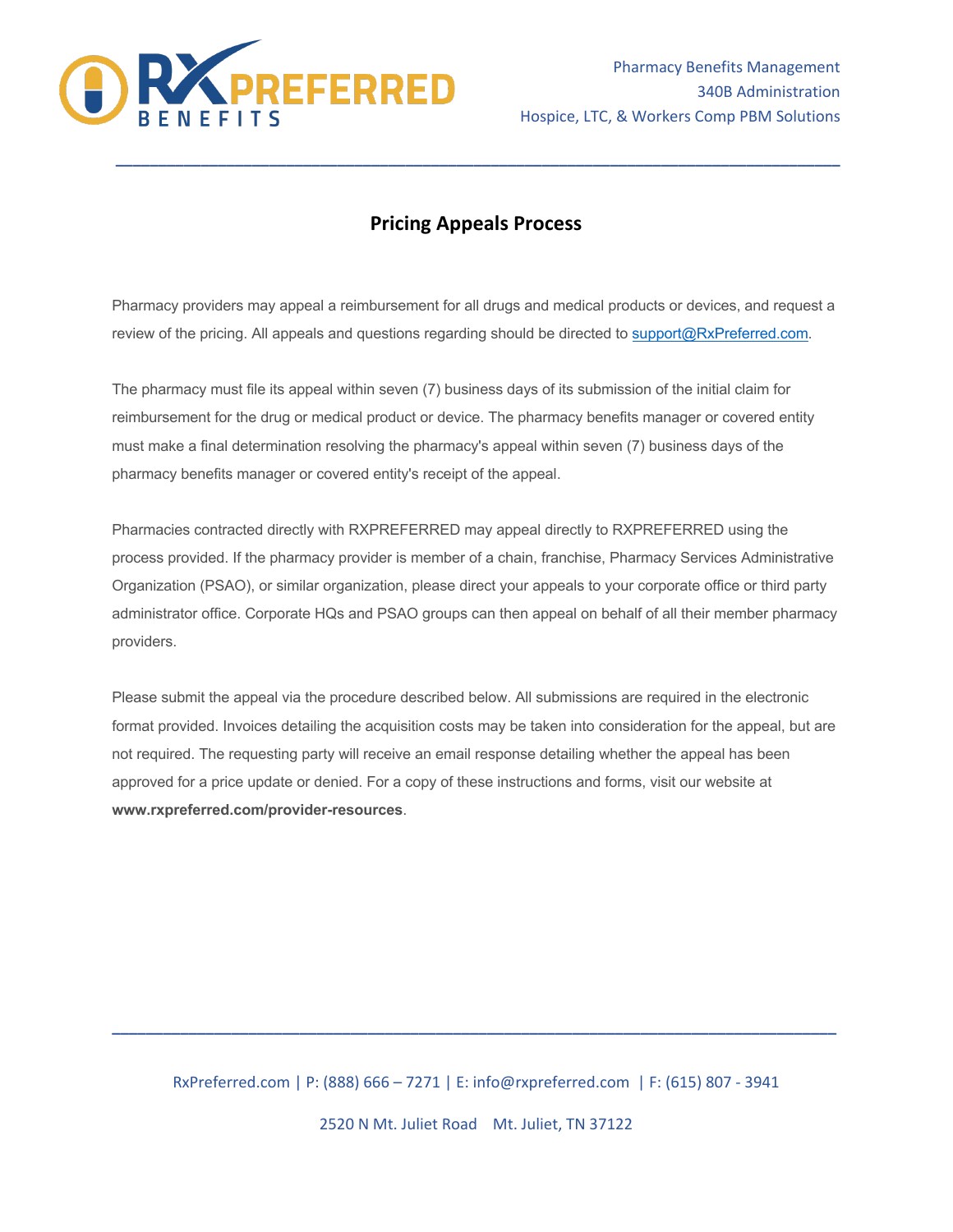# Pricing Appeals Process

Pharmacy providers may appeal a reimbursement for all drugs and medical products or devices, and request a review of the pricing. All appeals and questions regarding should be directed to support@RxPreferred.com.

The pharmacy must file its appeal within seven (7) business days of its submission of the initial claim for reimbursement for the drug or medical product or device. The pharmacy benefits manager or covered entity must make a final determination resolving the pharmacy's appeal within seven (7) business days of the pharmacy benefits manager or covered entity's receipt of the appeal.

Pharmacies contracted directly with RXPREFERRED may appeal directly to RXPREFERRED using the process provided. If the pharmacy provider is member of a chain, franchise, Pharmacy Services Administrative Organization (PSAO), or similar organization, please direct your appeals to your corporate office or third party administrator office. Corporate HQs and PSAO groups can then appeal on behalf of all their member pharmacy providers.

Please submit the appeal via the procedure described below. All submissions are required in the electronic format provided. Invoices detailing the acquisition costs may be taken into consideration for the appeal, but are not required. The requesting party will receive an email response detailing whether the appeal has been approved for a price update or denied. For a copy of these instructions and forms, visit our website at **www.rxpreferred.com/provider-resources**.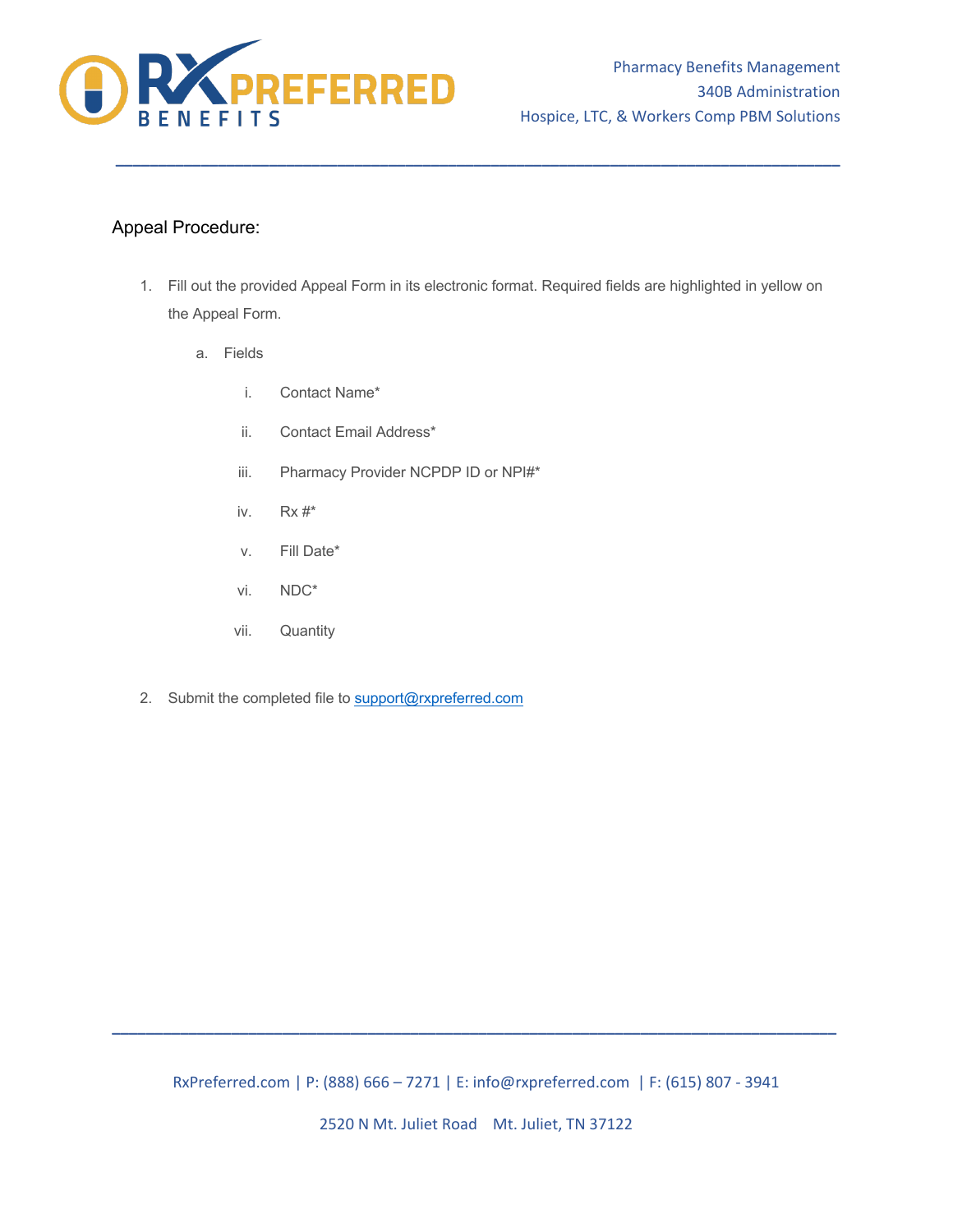## Appeal Procedure:

1. Fill out the provided Appeal Form in its electronic format. Required fields are highlighted in yellow on the Appeal Form.
   a. Fields
      i. Contact Name*
      ii. Contact Email Address*
      iii. Pharmacy Provider NCPDP ID or NPI#*
      iv. Rx #*
      v. Fill Date*
      vi. NDC*
      vii. Quantity
2. Submit the completed file to support@rxpreferred.com